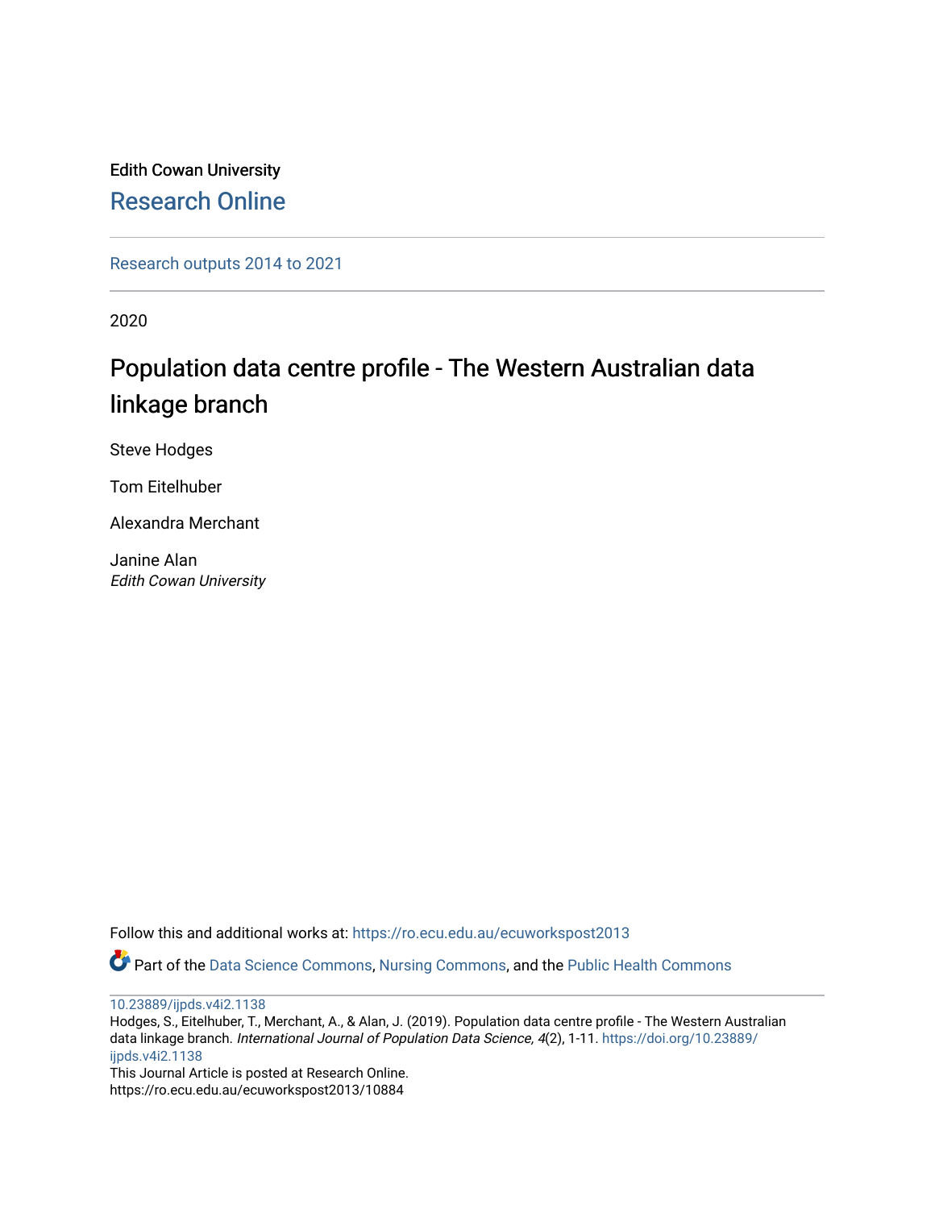Edith Cowan University

# Research Online

Research outputs 2014 to 2021

2020

## Population data centre profile - The Western Australian data linkage branch

Steve Hodges

Tom Eitelhuber

Alexandra Merchant

Janine Alan
*Edith Cowan University*

Follow this and additional works at: https://ro.ecu.edu.au/ecuworkspost2013

Part of the Data Science Commons, Nursing Commons, and the Public Health Commons

10.23889/ijpds.v4i2.1138

Hodges, S., Eitelhuber, T., Merchant, A., & Alan, J. (2019). Population data centre profile - The Western Australian data linkage branch. *International Journal of Population Data Science, 4*(2), 1-11. https://doi.org/10.23889/ijpds.v4i2.1138

This Journal Article is posted at Research Online.
https://ro.ecu.edu.au/ecuworkspost2013/10884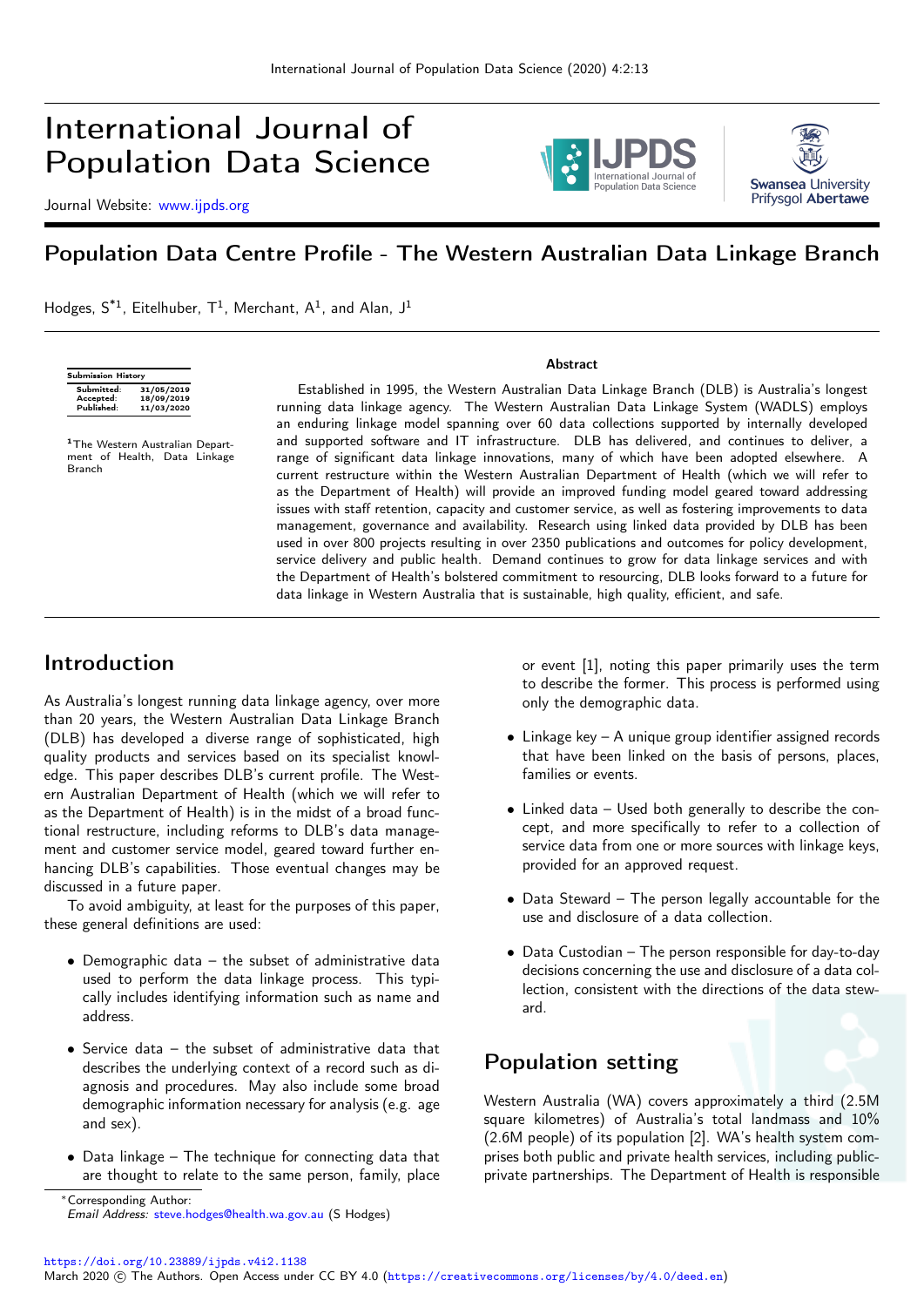# International Journal of Population Data Science

Journal Website: www.ijpds.org

## Population Data Centre Profile - The Western Australian Data Linkage Branch

Hodges, S*[1], Eitelhuber, T[1], Merchant, A[1], and Alan, J[1]

| Submission History | |
|---|---|
| Submitted: | 31/05/2019 |
| Accepted: | 18/09/2019 |
| Published: | 11/03/2020 |

[1]The Western Australian Department of Health, Data Linkage Branch

### Abstract

Established in 1995, the Western Australian Data Linkage Branch (DLB) is Australia's longest running data linkage agency. The Western Australian Data Linkage System (WADLS) employs an enduring linkage model spanning over 60 data collections supported by internally developed and supported software and IT infrastructure. DLB has delivered, and continues to deliver, a range of significant data linkage innovations, many of which have been adopted elsewhere. A current restructure within the Western Australian Department of Health (which we will refer to as the Department of Health) will provide an improved funding model geared toward addressing issues with staff retention, capacity and customer service, as well as fostering improvements to data management, governance and availability. Research using linked data provided by DLB has been used in over 800 projects resulting in over 2350 publications and outcomes for policy development, service delivery and public health. Demand continues to grow for data linkage services and with the Department of Health's bolstered commitment to resourcing, DLB looks forward to a future for data linkage in Western Australia that is sustainable, high quality, efficient, and safe.

## Introduction

As Australia's longest running data linkage agency, over more than 20 years, the Western Australian Data Linkage Branch (DLB) has developed a diverse range of sophisticated, high quality products and services based on its specialist knowledge. This paper describes DLB's current profile. The Western Australian Department of Health (which we will refer to as the Department of Health) is in the midst of a broad functional restructure, including reforms to DLB's data management and customer service model, geared toward further enhancing DLB's capabilities. Those eventual changes may be discussed in a future paper.

To avoid ambiguity, at least for the purposes of this paper, these general definitions are used:

- Demographic data – the subset of administrative data used to perform the data linkage process. This typically includes identifying information such as name and address.
- Service data – the subset of administrative data that describes the underlying context of a record such as diagnosis and procedures. May also include some broad demographic information necessary for analysis (e.g. age and sex).
- Data linkage – The technique for connecting data that are thought to relate to the same person, family, place or event [1], noting this paper primarily uses the term to describe the former. This process is performed using only the demographic data.
- Linkage key – A unique group identifier assigned records that have been linked on the basis of persons, places, families or events.
- Linked data – Used both generally to describe the concept, and more specifically to refer to a collection of service data from one or more sources with linkage keys, provided for an approved request.
- Data Steward – The person legally accountable for the use and disclosure of a data collection.
- Data Custodian – The person responsible for day-to-day decisions concerning the use and disclosure of a data collection, consistent with the directions of the data steward.

## Population setting

Western Australia (WA) covers approximately a third (2.5M square kilometres) of Australia's total landmass and 10% (2.6M people) of its population [2]. WA's health system comprises both public and private health services, including public-private partnerships. The Department of Health is responsible

*Corresponding Author:
*Email Address:* steve.hodges@health.wa.gov.au (S Hodges)

https://doi.org/10.23889/ijpds.v4i2.1138
March 2020 © The Authors. Open Access under CC BY 4.0 (https://creativecommons.org/licenses/by/4.0/deed.en)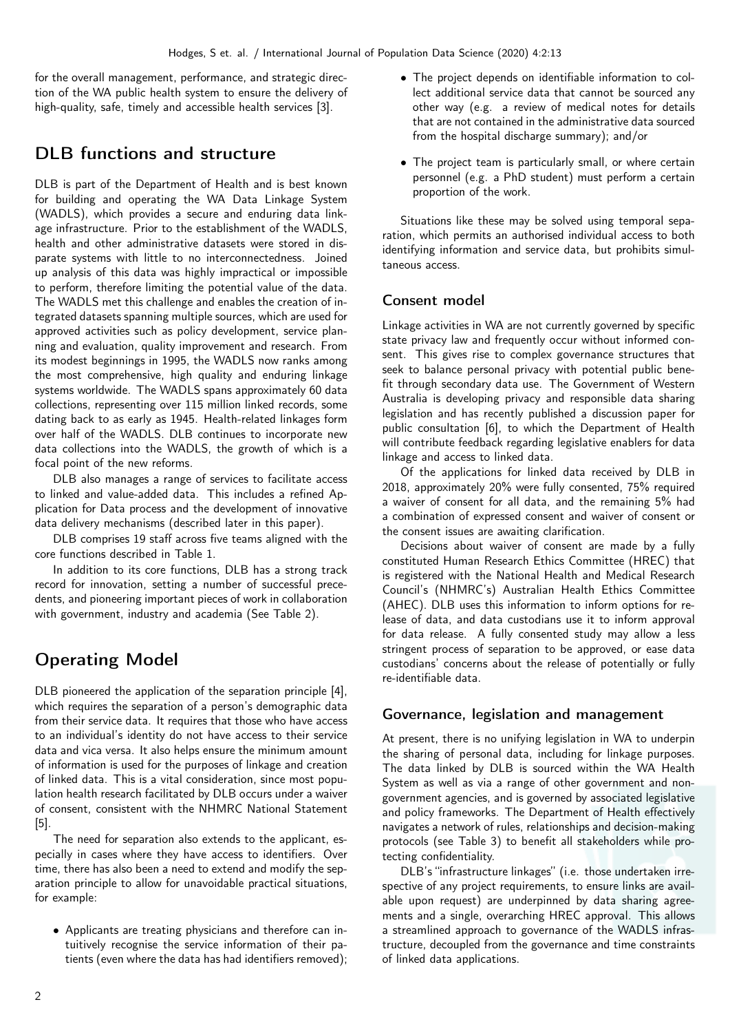for the overall management, performance, and strategic direction of the WA public health system to ensure the delivery of high-quality, safe, timely and accessible health services [3].

## DLB functions and structure

DLB is part of the Department of Health and is best known for building and operating the WA Data Linkage System (WADLS), which provides a secure and enduring data linkage infrastructure. Prior to the establishment of the WADLS, health and other administrative datasets were stored in disparate systems with little to no interconnectedness. Joined up analysis of this data was highly impractical or impossible to perform, therefore limiting the potential value of the data. The WADLS met this challenge and enables the creation of integrated datasets spanning multiple sources, which are used for approved activities such as policy development, service planning and evaluation, quality improvement and research. From its modest beginnings in 1995, the WADLS now ranks among the most comprehensive, high quality and enduring linkage systems worldwide. The WADLS spans approximately 60 data collections, representing over 115 million linked records, some dating back to as early as 1945. Health-related linkages form over half of the WADLS. DLB continues to incorporate new data collections into the WADLS, the growth of which is a focal point of the new reforms.

DLB also manages a range of services to facilitate access to linked and value-added data. This includes a refined Application for Data process and the development of innovative data delivery mechanisms (described later in this paper).

DLB comprises 19 staff across five teams aligned with the core functions described in Table 1.

In addition to its core functions, DLB has a strong track record for innovation, setting a number of successful precedents, and pioneering important pieces of work in collaboration with government, industry and academia (See Table 2).

## Operating Model

DLB pioneered the application of the separation principle [4], which requires the separation of a person's demographic data from their service data. It requires that those who have access to an individual's identity do not have access to their service data and vica versa. It also helps ensure the minimum amount of information is used for the purposes of linkage and creation of linked data. This is a vital consideration, since most population health research facilitated by DLB occurs under a waiver of consent, consistent with the NHMRC National Statement [5].

The need for separation also extends to the applicant, especially in cases where they have access to identifiers. Over time, there has also been a need to extend and modify the separation principle to allow for unavoidable practical situations, for example:

- Applicants are treating physicians and therefore can intuitively recognise the service information of their patients (even where the data has had identifiers removed);
- The project depends on identifiable information to collect additional service data that cannot be sourced any other way (e.g. a review of medical notes for details that are not contained in the administrative data sourced from the hospital discharge summary); and/or
- The project team is particularly small, or where certain personnel (e.g. a PhD student) must perform a certain proportion of the work.

Situations like these may be solved using temporal separation, which permits an authorised individual access to both identifying information and service data, but prohibits simultaneous access.

### Consent model

Linkage activities in WA are not currently governed by specific state privacy law and frequently occur without informed consent. This gives rise to complex governance structures that seek to balance personal privacy with potential public benefit through secondary data use. The Government of Western Australia is developing privacy and responsible data sharing legislation and has recently published a discussion paper for public consultation [6], to which the Department of Health will contribute feedback regarding legislative enablers for data linkage and access to linked data.

Of the applications for linked data received by DLB in 2018, approximately 20% were fully consented, 75% required a waiver of consent for all data, and the remaining 5% had a combination of expressed consent and waiver of consent or the consent issues are awaiting clarification.

Decisions about waiver of consent are made by a fully constituted Human Research Ethics Committee (HREC) that is registered with the National Health and Medical Research Council's (NHMRC's) Australian Health Ethics Committee (AHEC). DLB uses this information to inform options for release of data, and data custodians use it to inform approval for data release. A fully consented study may allow a less stringent process of separation to be approved, or ease data custodians' concerns about the release of potentially or fully re-identifiable data.

### Governance, legislation and management

At present, there is no unifying legislation in WA to underpin the sharing of personal data, including for linkage purposes. The data linked by DLB is sourced within the WA Health System as well as via a range of other government and non-government agencies, and is governed by associated legislative and policy frameworks. The Department of Health effectively navigates a network of rules, relationships and decision-making protocols (see Table 3) to benefit all stakeholders while protecting confidentiality.

DLB's "infrastructure linkages" (i.e. those undertaken irrespective of any project requirements, to ensure links are available upon request) are underpinned by data sharing agreements and a single, overarching HREC approval. This allows a streamlined approach to governance of the WADLS infrastructure, decoupled from the governance and time constraints of linked data applications.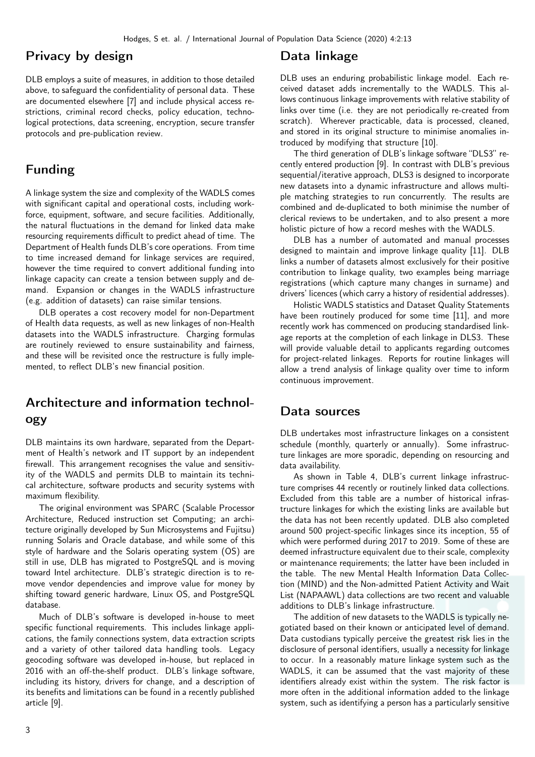## Privacy by design

DLB employs a suite of measures, in addition to those detailed above, to safeguard the confidentiality of personal data. These are documented elsewhere [7] and include physical access restrictions, criminal record checks, policy education, technological protections, data screening, encryption, secure transfer protocols and pre-publication review.

## Funding

A linkage system the size and complexity of the WADLS comes with significant capital and operational costs, including workforce, equipment, software, and secure facilities. Additionally, the natural fluctuations in the demand for linked data make resourcing requirements difficult to predict ahead of time. The Department of Health funds DLB's core operations. From time to time increased demand for linkage services are required, however the time required to convert additional funding into linkage capacity can create a tension between supply and demand. Expansion or changes in the WADLS infrastructure (e.g. addition of datasets) can raise similar tensions.

DLB operates a cost recovery model for non-Department of Health data requests, as well as new linkages of non-Health datasets into the WADLS infrastructure. Charging formulas are routinely reviewed to ensure sustainability and fairness, and these will be revisited once the restructure is fully implemented, to reflect DLB's new financial position.

## Architecture and information technology

DLB maintains its own hardware, separated from the Department of Health's network and IT support by an independent firewall. This arrangement recognises the value and sensitivity of the WADLS and permits DLB to maintain its technical architecture, software products and security systems with maximum flexibility.

The original environment was SPARC (Scalable Processor Architecture, Reduced instruction set Computing; an architecture originally developed by Sun Microsystems and Fujitsu) running Solaris and Oracle database, and while some of this style of hardware and the Solaris operating system (OS) are still in use, DLB has migrated to PostgreSQL and is moving toward Intel architecture. DLB's strategic direction is to remove vendor dependencies and improve value for money by shifting toward generic hardware, Linux OS, and PostgreSQL database.

Much of DLB's software is developed in-house to meet specific functional requirements. This includes linkage applications, the family connections system, data extraction scripts and a variety of other tailored data handling tools. Legacy geocoding software was developed in-house, but replaced in 2016 with an off-the-shelf product. DLB's linkage software, including its history, drivers for change, and a description of its benefits and limitations can be found in a recently published article [9].

## Data linkage

DLB uses an enduring probabilistic linkage model. Each received dataset adds incrementally to the WADLS. This allows continuous linkage improvements with relative stability of links over time (i.e. they are not periodically re-created from scratch). Wherever practicable, data is processed, cleaned, and stored in its original structure to minimise anomalies introduced by modifying that structure [10].

The third generation of DLB's linkage software "DLS3" recently entered production [9]. In contrast with DLB's previous sequential/iterative approach, DLS3 is designed to incorporate new datasets into a dynamic infrastructure and allows multiple matching strategies to run concurrently. The results are combined and de-duplicated to both minimise the number of clerical reviews to be undertaken, and to also present a more holistic picture of how a record meshes with the WADLS.

DLB has a number of automated and manual processes designed to maintain and improve linkage quality [11]. DLB links a number of datasets almost exclusively for their positive contribution to linkage quality, two examples being marriage registrations (which capture many changes in surname) and drivers' licences (which carry a history of residential addresses).

Holistic WADLS statistics and Dataset Quality Statements have been routinely produced for some time [11], and more recently work has commenced on producing standardised linkage reports at the completion of each linkage in DLS3. These will provide valuable detail to applicants regarding outcomes for project-related linkages. Reports for routine linkages will allow a trend analysis of linkage quality over time to inform continuous improvement.

## Data sources

DLB undertakes most infrastructure linkages on a consistent schedule (monthly, quarterly or annually). Some infrastructure linkages are more sporadic, depending on resourcing and data availability.

As shown in Table 4, DLB's current linkage infrastructure comprises 44 recently or routinely linked data collections. Excluded from this table are a number of historical infrastructure linkages for which the existing links are available but the data has not been recently updated. DLB also completed around 500 project-specific linkages since its inception, 55 of which were performed during 2017 to 2019. Some of these are deemed infrastructure equivalent due to their scale, complexity or maintenance requirements; the latter have been included in the table. The new Mental Health Information Data Collection (MIND) and the Non-admitted Patient Activity and Wait List (NAPAAWL) data collections are two recent and valuable additions to DLB's linkage infrastructure.

The addition of new datasets to the WADLS is typically negotiated based on their known or anticipated level of demand. Data custodians typically perceive the greatest risk lies in the disclosure of personal identifiers, usually a necessity for linkage to occur. In a reasonably mature linkage system such as the WADLS, it can be assumed that the vast majority of these identifiers already exist within the system. The risk factor is more often in the additional information added to the linkage system, such as identifying a person has a particularly sensitive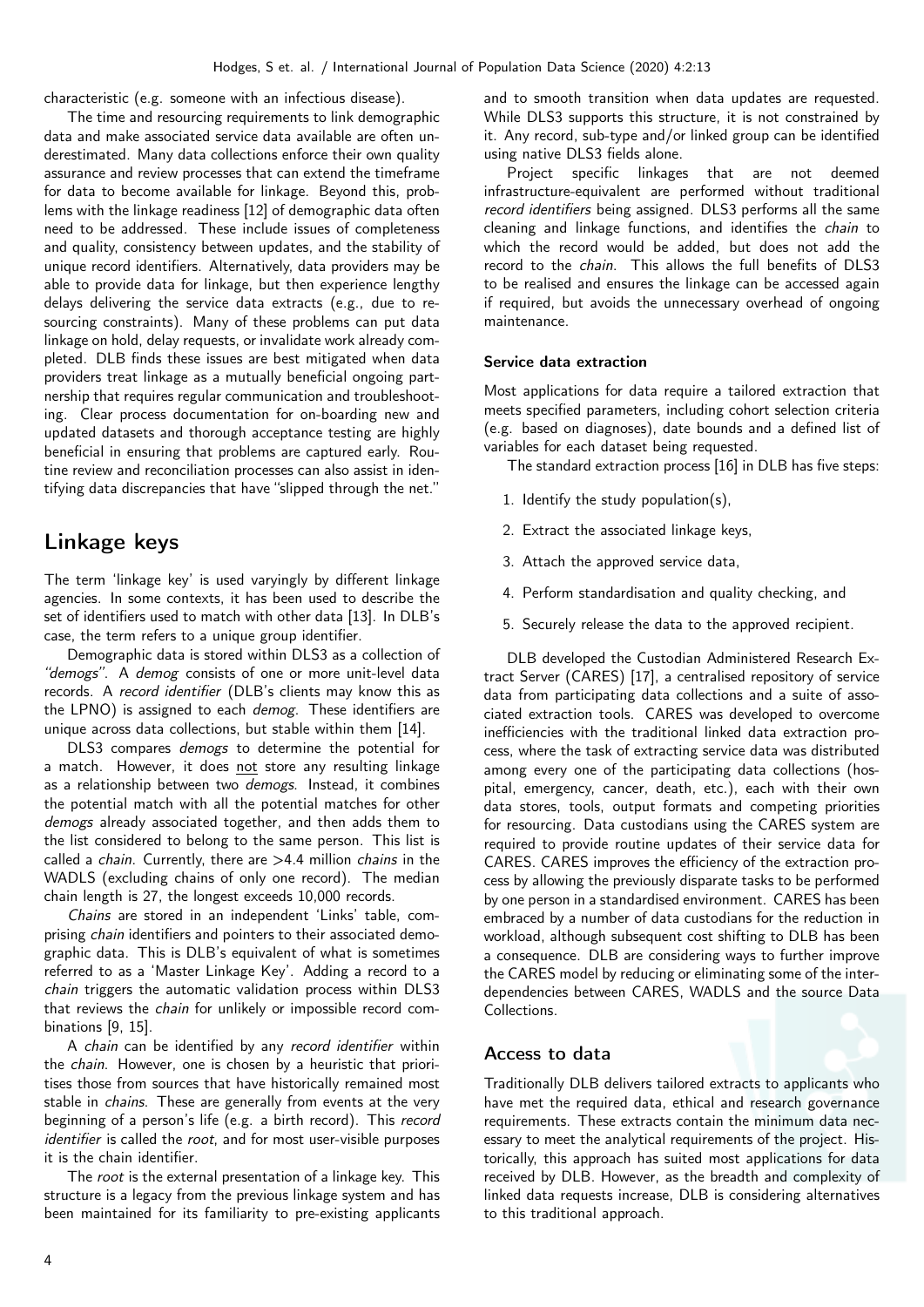characteristic (e.g. someone with an infectious disease).

The time and resourcing requirements to link demographic data and make associated service data available are often underestimated. Many data collections enforce their own quality assurance and review processes that can extend the timeframe for data to become available for linkage. Beyond this, problems with the linkage readiness [12] of demographic data often need to be addressed. These include issues of completeness and quality, consistency between updates, and the stability of unique record identifiers. Alternatively, data providers may be able to provide data for linkage, but then experience lengthy delays delivering the service data extracts (e.g., due to resourcing constraints). Many of these problems can put data linkage on hold, delay requests, or invalidate work already completed. DLB finds these issues are best mitigated when data providers treat linkage as a mutually beneficial ongoing partnership that requires regular communication and troubleshooting. Clear process documentation for on-boarding new and updated datasets and thorough acceptance testing are highly beneficial in ensuring that problems are captured early. Routine review and reconciliation processes can also assist in identifying data discrepancies that have "slipped through the net."

## Linkage keys

The term 'linkage key' is used varyingly by different linkage agencies. In some contexts, it has been used to describe the set of identifiers used to match with other data [13]. In DLB's case, the term refers to a unique group identifier.

Demographic data is stored within DLS3 as a collection of *"demogs"*. A *demog* consists of one or more unit-level data records. A *record identifier* (DLB's clients may know this as the LPNO) is assigned to each *demog*. These identifiers are unique across data collections, but stable within them [14].

DLS3 compares *demogs* to determine the potential for a match. However, it does not store any resulting linkage as a relationship between two *demogs*. Instead, it combines the potential match with all the potential matches for other *demogs* already associated together, and then adds them to the list considered to belong to the same person. This list is called a *chain*. Currently, there are >4.4 million *chains* in the WADLS (excluding chains of only one record). The median chain length is 27, the longest exceeds 10,000 records.

*Chains* are stored in an independent 'Links' table, comprising *chain* identifiers and pointers to their associated demographic data. This is DLB's equivalent of what is sometimes referred to as a 'Master Linkage Key'. Adding a record to a *chain* triggers the automatic validation process within DLS3 that reviews the *chain* for unlikely or impossible record combinations [9, 15].

A *chain* can be identified by any *record identifier* within the *chain*. However, one is chosen by a heuristic that prioritises those from sources that have historically remained most stable in *chains*. These are generally from events at the very beginning of a person's life (e.g. a birth record). This *record identifier* is called the *root*, and for most user-visible purposes it is the chain identifier.

The *root* is the external presentation of a linkage key. This structure is a legacy from the previous linkage system and has been maintained for its familiarity to pre-existing applicants and to smooth transition when data updates are requested. While DLS3 supports this structure, it is not constrained by it. Any record, sub-type and/or linked group can be identified using native DLS3 fields alone.

Project specific linkages that are not deemed infrastructure-equivalent are performed without traditional *record identifiers* being assigned. DLS3 performs all the same cleaning and linkage functions, and identifies the *chain* to which the record would be added, but does not add the record to the *chain*. This allows the full benefits of DLS3 to be realised and ensures the linkage can be accessed again if required, but avoids the unnecessary overhead of ongoing maintenance.

### Service data extraction

Most applications for data require a tailored extraction that meets specified parameters, including cohort selection criteria (e.g. based on diagnoses), date bounds and a defined list of variables for each dataset being requested.

The standard extraction process [16] in DLB has five steps:

1. Identify the study population(s),
2. Extract the associated linkage keys,
3. Attach the approved service data,
4. Perform standardisation and quality checking, and
5. Securely release the data to the approved recipient.

DLB developed the Custodian Administered Research Extract Server (CARES) [17], a centralised repository of service data from participating data collections and a suite of associated extraction tools. CARES was developed to overcome inefficiencies with the traditional linked data extraction process, where the task of extracting service data was distributed among every one of the participating data collections (hospital, emergency, cancer, death, etc.), each with their own data stores, tools, output formats and competing priorities for resourcing. Data custodians using the CARES system are required to provide routine updates of their service data for CARES. CARES improves the efficiency of the extraction process by allowing the previously disparate tasks to be performed by one person in a standardised environment. CARES has been embraced by a number of data custodians for the reduction in workload, although subsequent cost shifting to DLB has been a consequence. DLB are considering ways to further improve the CARES model by reducing or eliminating some of the interdependencies between CARES, WADLS and the source Data Collections.

## Access to data

Traditionally DLB delivers tailored extracts to applicants who have met the required data, ethical and research governance requirements. These extracts contain the minimum data necessary to meet the analytical requirements of the project. Historically, this approach has suited most applications for data received by DLB. However, as the breadth and complexity of linked data requests increase, DLB is considering alternatives to this traditional approach.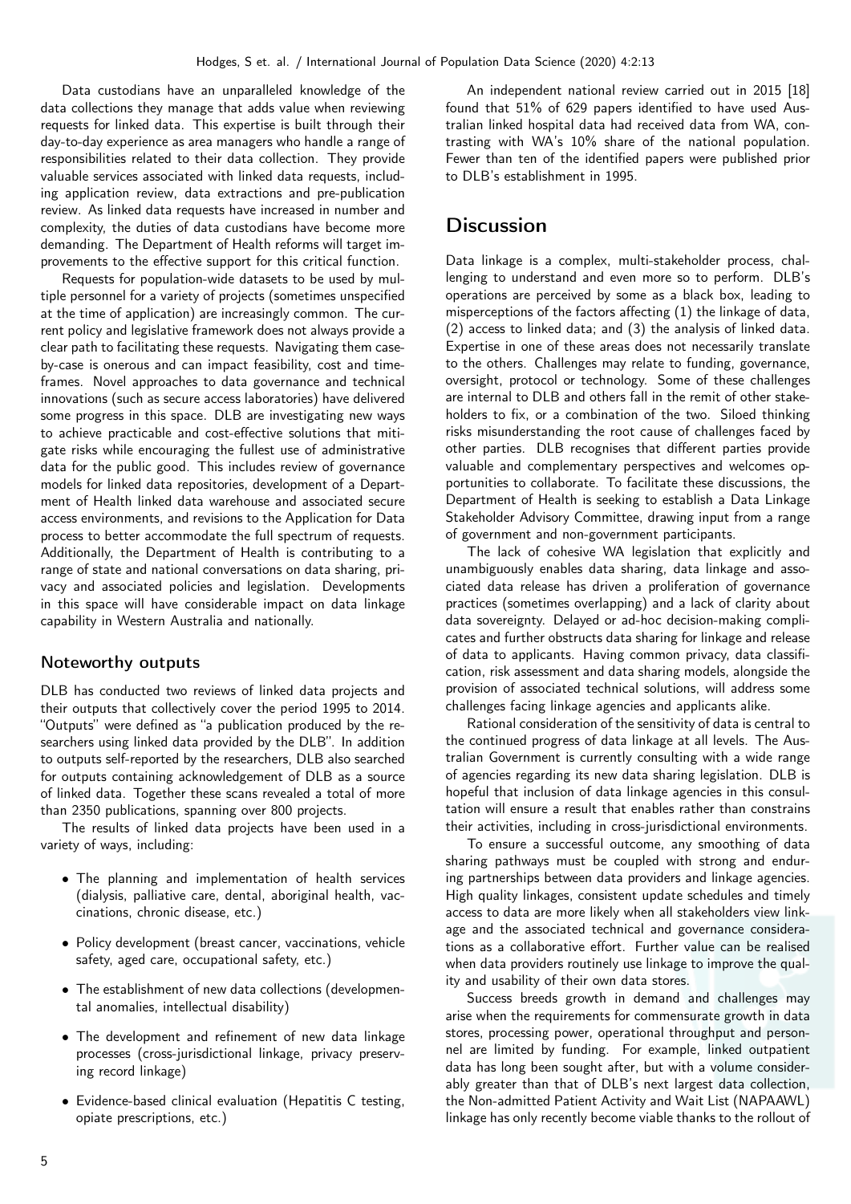Data custodians have an unparalleled knowledge of the data collections they manage that adds value when reviewing requests for linked data. This expertise is built through their day-to-day experience as area managers who handle a range of responsibilities related to their data collection. They provide valuable services associated with linked data requests, including application review, data extractions and pre-publication review. As linked data requests have increased in number and complexity, the duties of data custodians have become more demanding. The Department of Health reforms will target improvements to the effective support for this critical function.

Requests for population-wide datasets to be used by multiple personnel for a variety of projects (sometimes unspecified at the time of application) are increasingly common. The current policy and legislative framework does not always provide a clear path to facilitating these requests. Navigating them case-by-case is onerous and can impact feasibility, cost and timeframes. Novel approaches to data governance and technical innovations (such as secure access laboratories) have delivered some progress in this space. DLB are investigating new ways to achieve practicable and cost-effective solutions that mitigate risks while encouraging the fullest use of administrative data for the public good. This includes review of governance models for linked data repositories, development of a Department of Health linked data warehouse and associated secure access environments, and revisions to the Application for Data process to better accommodate the full spectrum of requests. Additionally, the Department of Health is contributing to a range of state and national conversations on data sharing, privacy and associated policies and legislation. Developments in this space will have considerable impact on data linkage capability in Western Australia and nationally.

### Noteworthy outputs

DLB has conducted two reviews of linked data projects and their outputs that collectively cover the period 1995 to 2014. "Outputs" were defined as "a publication produced by the researchers using linked data provided by the DLB". In addition to outputs self-reported by the researchers, DLB also searched for outputs containing acknowledgement of DLB as a source of linked data. Together these scans revealed a total of more than 2350 publications, spanning over 800 projects.

The results of linked data projects have been used in a variety of ways, including:

- The planning and implementation of health services (dialysis, palliative care, dental, aboriginal health, vaccinations, chronic disease, etc.)
- Policy development (breast cancer, vaccinations, vehicle safety, aged care, occupational safety, etc.)
- The establishment of new data collections (developmental anomalies, intellectual disability)
- The development and refinement of new data linkage processes (cross-jurisdictional linkage, privacy preserving record linkage)
- Evidence-based clinical evaluation (Hepatitis C testing, opiate prescriptions, etc.)

An independent national review carried out in 2015 [18] found that 51% of 629 papers identified to have used Australian linked hospital data had received data from WA, contrasting with WA's 10% share of the national population. Fewer than ten of the identified papers were published prior to DLB's establishment in 1995.

## Discussion

Data linkage is a complex, multi-stakeholder process, challenging to understand and even more so to perform. DLB's operations are perceived by some as a black box, leading to misperceptions of the factors affecting (1) the linkage of data, (2) access to linked data; and (3) the analysis of linked data. Expertise in one of these areas does not necessarily translate to the others. Challenges may relate to funding, governance, oversight, protocol or technology. Some of these challenges are internal to DLB and others fall in the remit of other stakeholders to fix, or a combination of the two. Siloed thinking risks misunderstanding the root cause of challenges faced by other parties. DLB recognises that different parties provide valuable and complementary perspectives and welcomes opportunities to collaborate. To facilitate these discussions, the Department of Health is seeking to establish a Data Linkage Stakeholder Advisory Committee, drawing input from a range of government and non-government participants.

The lack of cohesive WA legislation that explicitly and unambiguously enables data sharing, data linkage and associated data release has driven a proliferation of governance practices (sometimes overlapping) and a lack of clarity about data sovereignty. Delayed or ad-hoc decision-making complicates and further obstructs data sharing for linkage and release of data to applicants. Having common privacy, data classification, risk assessment and data sharing models, alongside the provision of associated technical solutions, will address some challenges facing linkage agencies and applicants alike.

Rational consideration of the sensitivity of data is central to the continued progress of data linkage at all levels. The Australian Government is currently consulting with a wide range of agencies regarding its new data sharing legislation. DLB is hopeful that inclusion of data linkage agencies in this consultation will ensure a result that enables rather than constrains their activities, including in cross-jurisdictional environments.

To ensure a successful outcome, any smoothing of data sharing pathways must be coupled with strong and enduring partnerships between data providers and linkage agencies. High quality linkages, consistent update schedules and timely access to data are more likely when all stakeholders view linkage and the associated technical and governance considerations as a collaborative effort. Further value can be realised when data providers routinely use linkage to improve the quality and usability of their own data stores.

Success breeds growth in demand and challenges may arise when the requirements for commensurate growth in data stores, processing power, operational throughput and personnel are limited by funding. For example, linked outpatient data has long been sought after, but with a volume considerably greater than that of DLB's next largest data collection, the Non-admitted Patient Activity and Wait List (NAPAAWL) linkage has only recently become viable thanks to the rollout of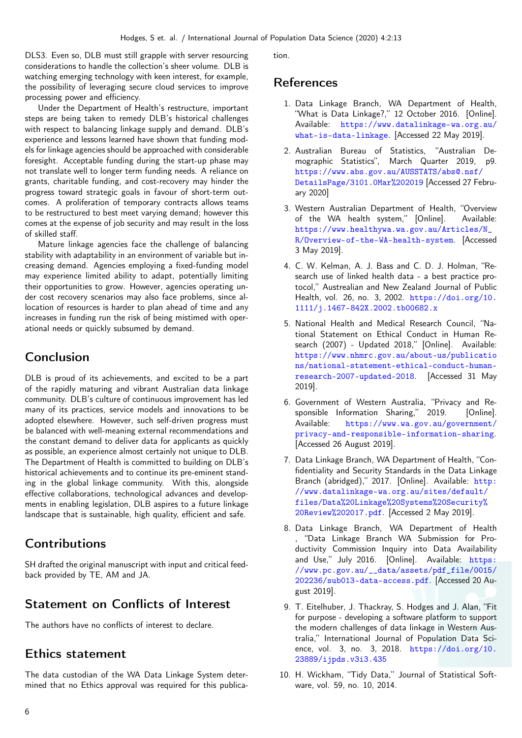DLS3. Even so, DLB must still grapple with server resourcing considerations to handle the collection's sheer volume. DLB is watching emerging technology with keen interest, for example, the possibility of leveraging secure cloud services to improve processing power and efficiency.

Under the Department of Health's restructure, important steps are being taken to remedy DLB's historical challenges with respect to balancing linkage supply and demand. DLB's experience and lessons learned have shown that funding models for linkage agencies should be approached with considerable foresight. Acceptable funding during the start-up phase may not translate well to longer term funding needs. A reliance on grants, charitable funding, and cost-recovery may hinder the progress toward strategic goals in favour of short-term outcomes. A proliferation of temporary contracts allows teams to be restructured to best meet varying demand; however this comes at the expense of job security and may result in the loss of skilled staff.

Mature linkage agencies face the challenge of balancing stability with adaptability in an environment of variable but increasing demand. Agencies employing a fixed-funding model may experience limited ability to adapt, potentially limiting their opportunities to grow. However, agencies operating under cost recovery scenarios may also face problems, since allocation of resources is harder to plan ahead of time and any increases in funding run the risk of being mistimed with operational needs or quickly subsumed by demand.

## Conclusion

DLB is proud of its achievements, and excited to be a part of the rapidly maturing and vibrant Australian data linkage community. DLB's culture of continuous improvement has led many of its practices, service models and innovations to be adopted elsewhere. However, such self-driven progress must be balanced with well-meaning external recommendations and the constant demand to deliver data for applicants as quickly as possible, an experience almost certainly not unique to DLB. The Department of Health is committed to building on DLB's historical achievements and to continue its pre-eminent standing in the global linkage community. With this, alongside effective collaborations, technological advances and developments in enabling legislation, DLB aspires to a future linkage landscape that is sustainable, high quality, efficient and safe.

## Contributions

SH drafted the original manuscript with input and critical feedback provided by TE, AM and JA.

## Statement on Conflicts of Interest

The authors have no conflicts of interest to declare.

## Ethics statement

The data custodian of the WA Data Linkage System determined that no Ethics approval was required for this publication.

## References

1. Data Linkage Branch, WA Department of Health, "What is Data Linkage?," 12 October 2016. [Online]. Available: https://www.datalinkage-wa.org.au/what-is-data-linkage. [Accessed 22 May 2019].
2. Australian Bureau of Statistics, "Australian Demographic Statistics", March Quarter 2019, p9. https://www.abs.gov.au/AUSSTATS/abs@.nsf/DetailsPage/3101.0Mar%202019 [Accessed 27 February 2020]
3. Western Australian Department of Health, "Overview of the WA health system," [Online]. Available: https://www.healthywa.wa.gov.au/Articles/N_R/Overview-of-the-WA-health-system. [Accessed 3 May 2019].
4. C. W. Kelman, A. J. Bass and C. D. J. Holman, "Research use of linked health data - a best practice protocol," Austrealian and New Zealand Journal of Public Health, vol. 26, no. 3, 2002. https://doi.org/10.1111/j.1467-842X.2002.tb00682.x
5. National Health and Medical Research Council, "National Statement on Ethical Conduct in Human Research (2007) - Updated 2018," [Online]. Available: https://www.nhmrc.gov.au/about-us/publications/national-statement-ethical-conduct-human-research-2007-updated-2018. [Accessed 31 May 2019].
6. Government of Western Australia, "Privacy and Responsible Information Sharing," 2019. [Online]. Available: https://www.wa.gov.au/government/privacy-and-responsible-information-sharing. [Accessed 26 August 2019].
7. Data Linkage Branch, WA Department of Health, "Confidentiality and Security Standards in the Data Linkage Branch (abridged)," 2017. [Online]. Available: http://www.datalinkage-wa.org.au/sites/default/files/Data%20Linkage%20Systems%20Security%20Review%202017.pdf. [Accessed 2 May 2019].
8. Data Linkage Branch, WA Department of Health , "Data Linkage Branch WA Submission for Productivity Commission Inquiry into Data Availability and Use," July 2016. [Online]. Available: https://www.pc.gov.au/__data/assets/pdf_file/0015/202236/sub013-data-access.pdf. [Accessed 20 August 2019].
9. T. Eitelhuber, J. Thackray, S. Hodges and J. Alan, "Fit for purpose - developing a software platform to support the modern challenges of data linkage in Western Australia," International Journal of Population Data Science, vol. 3, no. 3, 2018. https://doi.org/10.23889/ijpds.v3i3.435
10. H. Wickham, "Tidy Data," Journal of Statistical Software, vol. 59, no. 10, 2014.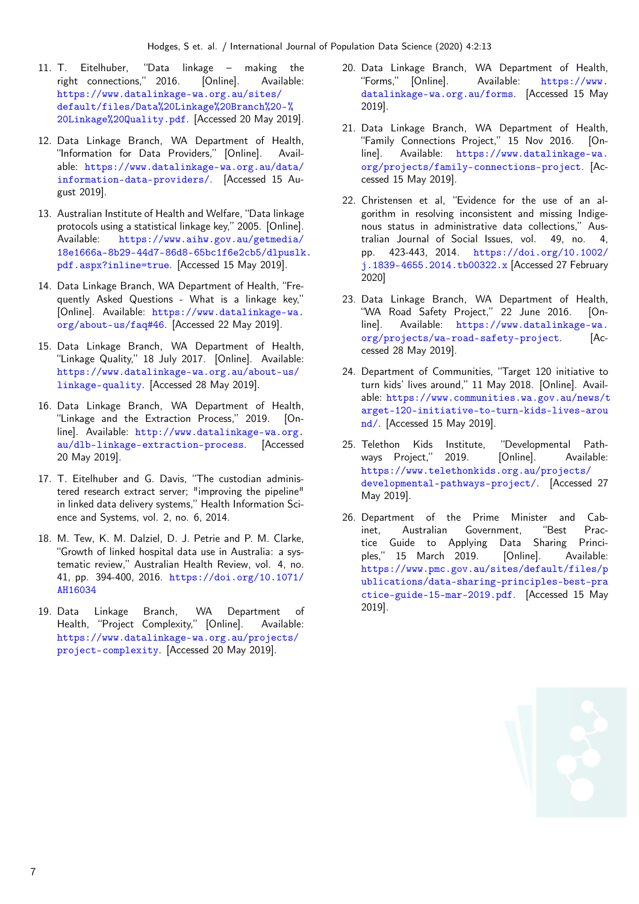11. T. Eitelhuber, "Data linkage – making the right connections," 2016. [Online]. Available: https://www.datalinkage-wa.org.au/sites/default/files/Data%20Linkage%20Branch%20-%20Linkage%20Quality.pdf. [Accessed 20 May 2019].

12. Data Linkage Branch, WA Department of Health, "Information for Data Providers," [Online]. Available: https://www.datalinkage-wa.org.au/data/information-data-providers/. [Accessed 15 August 2019].

13. Australian Institute of Health and Welfare, "Data linkage protocols using a statistical linkage key," 2005. [Online]. Available: https://www.aihw.gov.au/getmedia/18e1666a-8b29-44d7-86d8-65bc1f6e2cb5/dlpuslk.pdf.aspx?inline=true. [Accessed 15 May 2019].

14. Data Linkage Branch, WA Department of Health, "Frequently Asked Questions - What is a linkage key," [Online]. Available: https://www.datalinkage-wa.org/about-us/faq#46. [Accessed 22 May 2019].

15. Data Linkage Branch, WA Department of Health, "Linkage Quality," 18 July 2017. [Online]. Available: https://www.datalinkage-wa.org.au/about-us/linkage-quality. [Accessed 28 May 2019].

16. Data Linkage Branch, WA Department of Health, "Linkage and the Extraction Process," 2019. [Online]. Available: http://www.datalinkage-wa.org.au/dlb-linkage-extraction-process. [Accessed 20 May 2019].

17. T. Eitelhuber and G. Davis, "The custodian administered research extract server; "improving the pipeline" in linked data delivery systems," Health Information Science and Systems, vol. 2, no. 6, 2014.

18. M. Tew, K. M. Dalziel, D. J. Petrie and P. M. Clarke, "Growth of linked hospital data use in Australia: a systematic review," Australian Health Review, vol. 4, no. 41, pp. 394-400, 2016. https://doi.org/10.1071/AH16034

19. Data Linkage Branch, WA Department of Health, "Project Complexity," [Online]. Available: https://www.datalinkage-wa.org.au/projects/project-complexity. [Accessed 20 May 2019].

20. Data Linkage Branch, WA Department of Health, "Forms," [Online]. Available: https://www.datalinkage-wa.org.au/forms. [Accessed 15 May 2019].

21. Data Linkage Branch, WA Department of Health, "Family Connections Project," 15 Nov 2016. [Online]. Available: https://www.datalinkage-wa.org/projects/family-connections-project. [Accessed 15 May 2019].

22. Christensen et al, "Evidence for the use of an algorithm in resolving inconsistent and missing Indigenous status in administrative data collections," Australian Journal of Social Issues, vol. 49, no. 4, pp. 423-443, 2014. https://doi.org/10.1002/j.1839-4655.2014.tb00322.x [Accessed 27 February 2020]

23. Data Linkage Branch, WA Department of Health, "WA Road Safety Project," 22 June 2016. [Online]. Available: https://www.datalinkage-wa.org/projects/wa-road-safety-project. [Accessed 28 May 2019].

24. Department of Communities, "Target 120 initiative to turn kids' lives around," 11 May 2018. [Online]. Available: https://www.communities.wa.gov.au/news/target-120-initiative-to-turn-kids-lives-around/. [Accessed 15 May 2019].

25. Telethon Kids Institute, "Developmental Pathways Project," 2019. [Online]. Available: https://www.telethonkids.org.au/projects/developmental-pathways-project/. [Accessed 27 May 2019].

26. Department of the Prime Minister and Cabinet, Australian Government, "Best Practice Guide to Applying Data Sharing Principles," 15 March 2019. [Online]. Available: https://www.pmc.gov.au/sites/default/files/publications/data-sharing-principles-best-practice-guide-15-mar-2019.pdf. [Accessed 15 May 2019].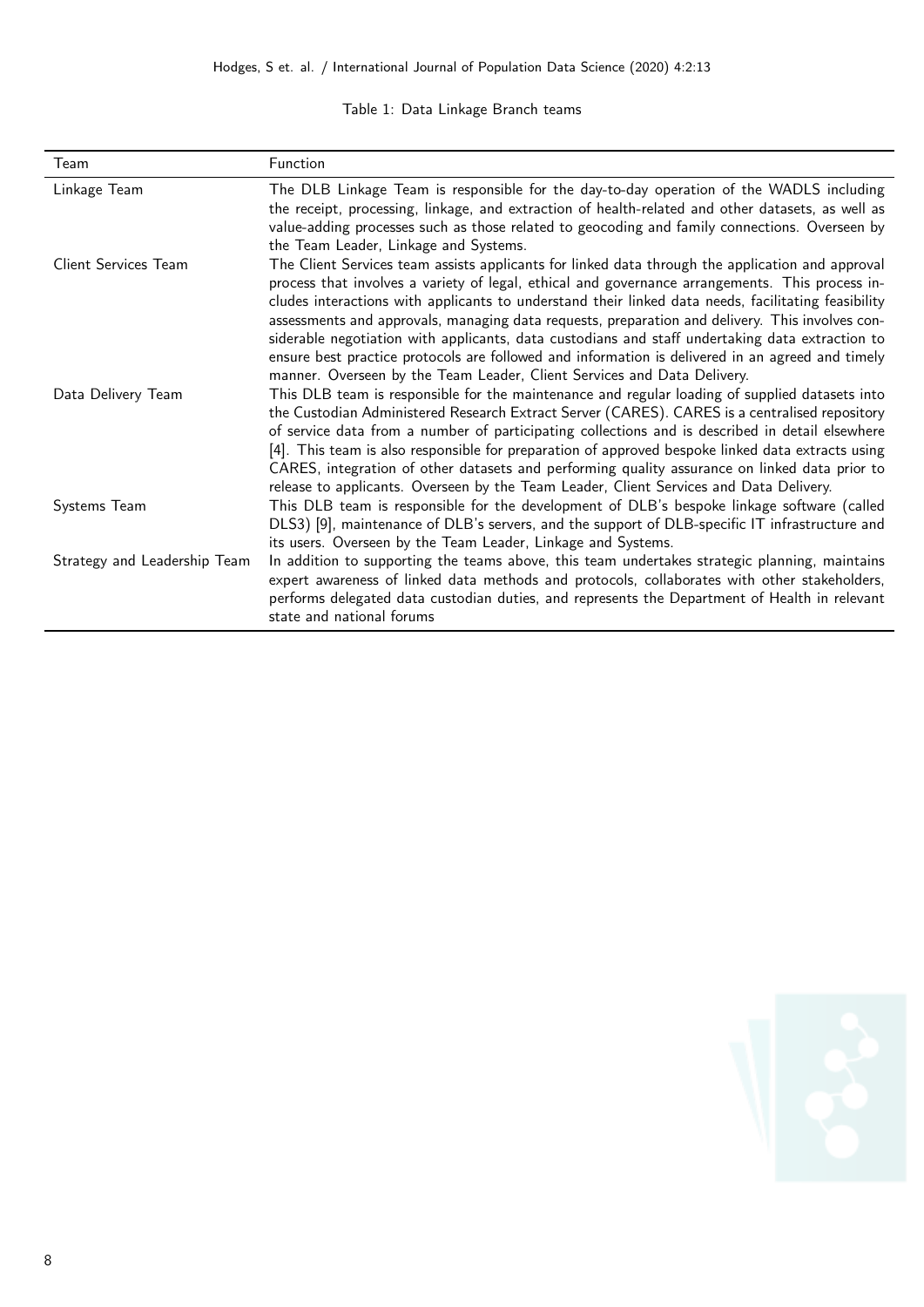Table 1: Data Linkage Branch teams

| Team | Function |
| --- | --- |
| Linkage Team | The DLB Linkage Team is responsible for the day-to-day operation of the WADLS including the receipt, processing, linkage, and extraction of health-related and other datasets, as well as value-adding processes such as those related to geocoding and family connections. Overseen by the Team Leader, Linkage and Systems. |
| Client Services Team | The Client Services team assists applicants for linked data through the application and approval process that involves a variety of legal, ethical and governance arrangements. This process includes interactions with applicants to understand their linked data needs, facilitating feasibility assessments and approvals, managing data requests, preparation and delivery. This involves considerable negotiation with applicants, data custodians and staff undertaking data extraction to ensure best practice protocols are followed and information is delivered in an agreed and timely manner. Overseen by the Team Leader, Client Services and Data Delivery. |
| Data Delivery Team | This DLB team is responsible for the maintenance and regular loading of supplied datasets into the Custodian Administered Research Extract Server (CARES). CARES is a centralised repository of service data from a number of participating collections and is described in detail elsewhere [4]. This team is also responsible for preparation of approved bespoke linked data extracts using CARES, integration of other datasets and performing quality assurance on linked data prior to release to applicants. Overseen by the Team Leader, Client Services and Data Delivery. |
| Systems Team | This DLB team is responsible for the development of DLB's bespoke linkage software (called DLS3) [9], maintenance of DLB's servers, and the support of DLB-specific IT infrastructure and its users. Overseen by the Team Leader, Linkage and Systems. |
| Strategy and Leadership Team | In addition to supporting the teams above, this team undertakes strategic planning, maintains expert awareness of linked data methods and protocols, collaborates with other stakeholders, performs delegated data custodian duties, and represents the Department of Health in relevant state and national forums |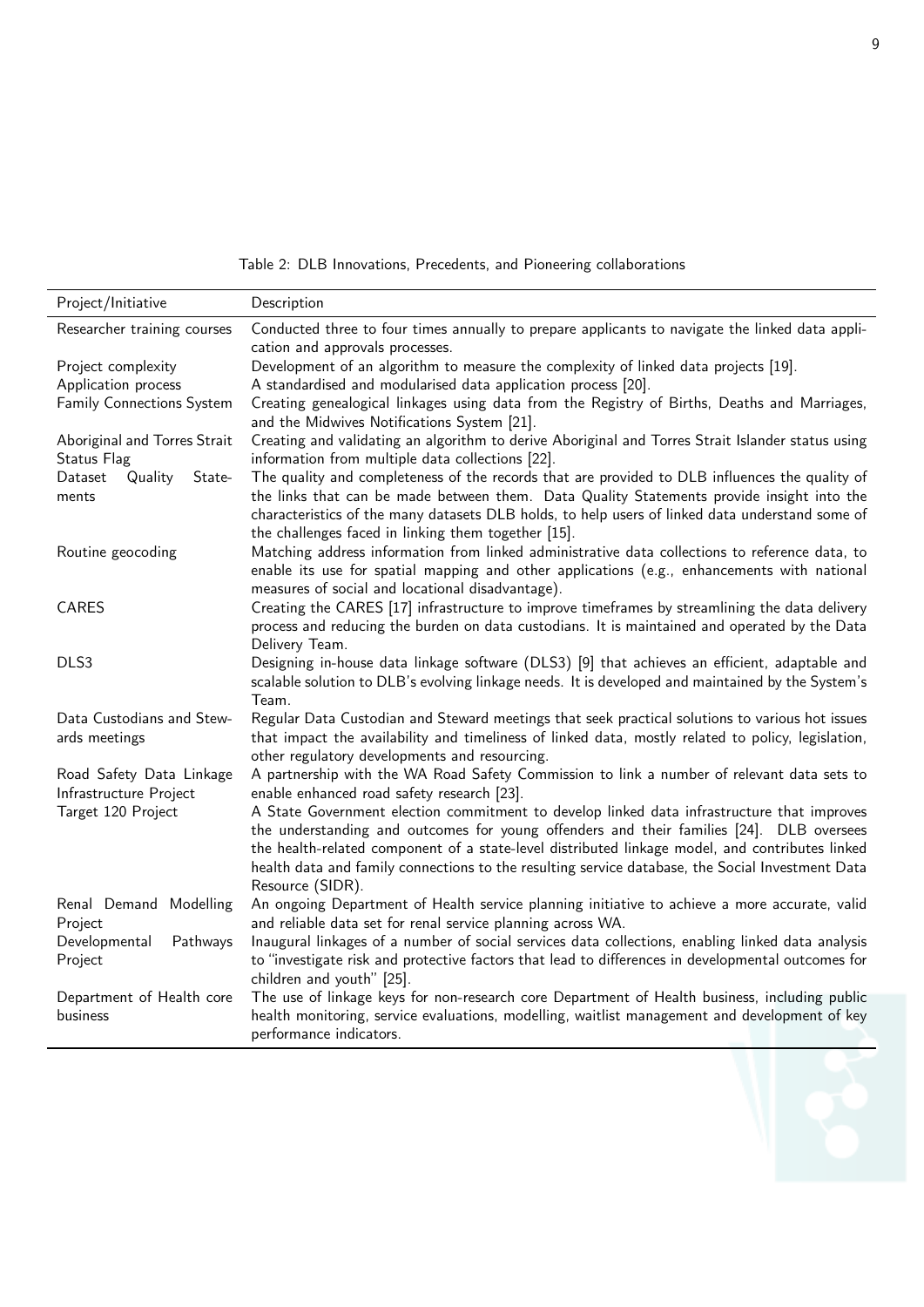Table 2: DLB Innovations, Precedents, and Pioneering collaborations

| Project/Initiative | Description |
|---|---|
| Researcher training courses | Conducted three to four times annually to prepare applicants to navigate the linked data application and approvals processes. |
| Project complexity | Development of an algorithm to measure the complexity of linked data projects [19]. |
| Application process | A standardised and modularised data application process [20]. |
| Family Connections System | Creating genealogical linkages using data from the Registry of Births, Deaths and Marriages, and the Midwives Notifications System [21]. |
| Aboriginal and Torres Strait Status Flag | Creating and validating an algorithm to derive Aboriginal and Torres Strait Islander status using information from multiple data collections [22]. |
| Dataset Quality Statements | The quality and completeness of the records that are provided to DLB influences the quality of the links that can be made between them. Data Quality Statements provide insight into the characteristics of the many datasets DLB holds, to help users of linked data understand some of the challenges faced in linking them together [15]. |
| Routine geocoding | Matching address information from linked administrative data collections to reference data, to enable its use for spatial mapping and other applications (e.g., enhancements with national measures of social and locational disadvantage). |
| CARES | Creating the CARES [17] infrastructure to improve timeframes by streamlining the data delivery process and reducing the burden on data custodians. It is maintained and operated by the Data Delivery Team. |
| DLS3 | Designing in-house data linkage software (DLS3) [9] that achieves an efficient, adaptable and scalable solution to DLB's evolving linkage needs. It is developed and maintained by the System's Team. |
| Data Custodians and Stewards meetings | Regular Data Custodian and Steward meetings that seek practical solutions to various hot issues that impact the availability and timeliness of linked data, mostly related to policy, legislation, other regulatory developments and resourcing. |
| Road Safety Data Linkage Infrastructure Project | A partnership with the WA Road Safety Commission to link a number of relevant data sets to enable enhanced road safety research [23]. |
| Target 120 Project | A State Government election commitment to develop linked data infrastructure that improves the understanding and outcomes for young offenders and their families [24]. DLB oversees the health-related component of a state-level distributed linkage model, and contributes linked health data and family connections to the resulting service database, the Social Investment Data Resource (SIDR). |
| Renal Demand Modelling Project | An ongoing Department of Health service planning initiative to achieve a more accurate, valid and reliable data set for renal service planning across WA. |
| Developmental Pathways Project | Inaugural linkages of a number of social services data collections, enabling linked data analysis to "investigate risk and protective factors that lead to differences in developmental outcomes for children and youth" [25]. |
| Department of Health core business | The use of linkage keys for non-research core Department of Health business, including public health monitoring, service evaluations, modelling, waitlist management and development of key performance indicators. |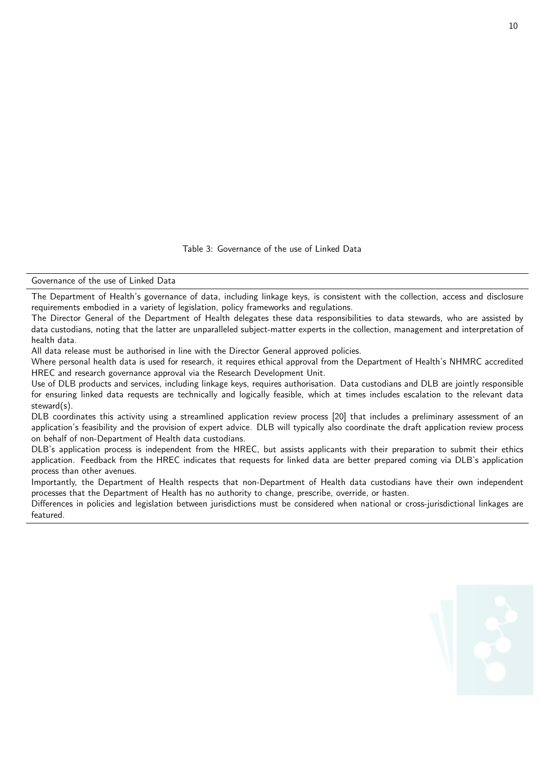Table 3: Governance of the use of Linked Data

| Governance of the use of Linked Data |
|---|
| The Department of Health's governance of data, including linkage keys, is consistent with the collection, access and disclosure requirements embodied in a variety of legislation, policy frameworks and regulations. |
| The Director General of the Department of Health delegates these data responsibilities to data stewards, who are assisted by data custodians, noting that the latter are unparalleled subject-matter experts in the collection, management and interpretation of health data. |
| All data release must be authorised in line with the Director General approved policies. |
| Where personal health data is used for research, it requires ethical approval from the Department of Health's NHMRC accredited HREC and research governance approval via the Research Development Unit. |
| Use of DLB products and services, including linkage keys, requires authorisation. Data custodians and DLB are jointly responsible for ensuring linked data requests are technically and logically feasible, which at times includes escalation to the relevant data steward(s). |
| DLB coordinates this activity using a streamlined application review process [20] that includes a preliminary assessment of an application's feasibility and the provision of expert advice. DLB will typically also coordinate the draft application review process on behalf of non-Department of Health data custodians. |
| DLB's application process is independent from the HREC, but assists applicants with their preparation to submit their ethics application. Feedback from the HREC indicates that requests for linked data are better prepared coming via DLB's application process than other avenues. |
| Importantly, the Department of Health respects that non-Department of Health data custodians have their own independent processes that the Department of Health has no authority to change, prescribe, override, or hasten. |
| Differences in policies and legislation between jurisdictions must be considered when national or cross-jurisdictional linkages are featured. |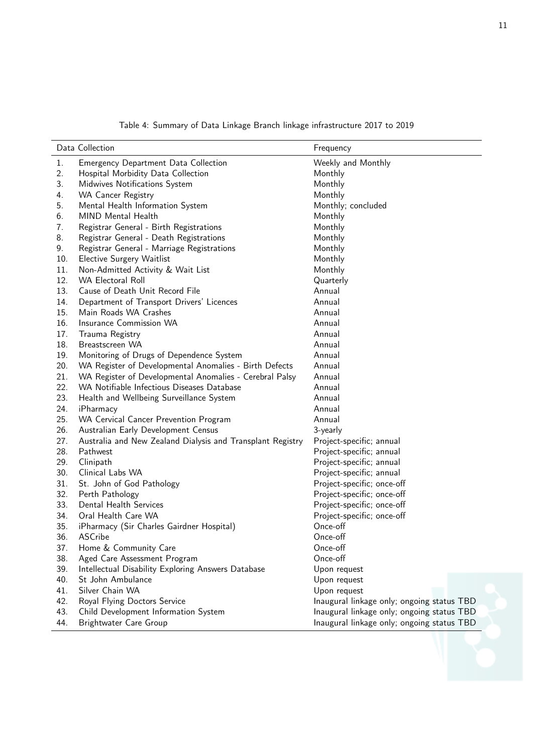Table 4: Summary of Data Linkage Branch linkage infrastructure 2017 to 2019

| | Data Collection | Frequency |
|---|---|---|
| 1. | Emergency Department Data Collection | Weekly and Monthly |
| 2. | Hospital Morbidity Data Collection | Monthly |
| 3. | Midwives Notifications System | Monthly |
| 4. | WA Cancer Registry | Monthly |
| 5. | Mental Health Information System | Monthly; concluded |
| 6. | MIND Mental Health | Monthly |
| 7. | Registrar General - Birth Registrations | Monthly |
| 8. | Registrar General - Death Registrations | Monthly |
| 9. | Registrar General - Marriage Registrations | Monthly |
| 10. | Elective Surgery Waitlist | Monthly |
| 11. | Non-Admitted Activity & Wait List | Monthly |
| 12. | WA Electoral Roll | Quarterly |
| 13. | Cause of Death Unit Record File | Annual |
| 14. | Department of Transport Drivers' Licences | Annual |
| 15. | Main Roads WA Crashes | Annual |
| 16. | Insurance Commission WA | Annual |
| 17. | Trauma Registry | Annual |
| 18. | Breastscreen WA | Annual |
| 19. | Monitoring of Drugs of Dependence System | Annual |
| 20. | WA Register of Developmental Anomalies - Birth Defects | Annual |
| 21. | WA Register of Developmental Anomalies - Cerebral Palsy | Annual |
| 22. | WA Notifiable Infectious Diseases Database | Annual |
| 23. | Health and Wellbeing Surveillance System | Annual |
| 24. | iPharmacy | Annual |
| 25. | WA Cervical Cancer Prevention Program | Annual |
| 26. | Australian Early Development Census | 3-yearly |
| 27. | Australia and New Zealand Dialysis and Transplant Registry | Project-specific; annual |
| 28. | Pathwest | Project-specific; annual |
| 29. | Clinipath | Project-specific; annual |
| 30. | Clinical Labs WA | Project-specific; annual |
| 31. | St. John of God Pathology | Project-specific; once-off |
| 32. | Perth Pathology | Project-specific; once-off |
| 33. | Dental Health Services | Project-specific; once-off |
| 34. | Oral Health Care WA | Project-specific; once-off |
| 35. | iPharmacy (Sir Charles Gairdner Hospital) | Once-off |
| 36. | ASCribe | Once-off |
| 37. | Home & Community Care | Once-off |
| 38. | Aged Care Assessment Program | Once-off |
| 39. | Intellectual Disability Exploring Answers Database | Upon request |
| 40. | St John Ambulance | Upon request |
| 41. | Silver Chain WA | Upon request |
| 42. | Royal Flying Doctors Service | Inaugural linkage only; ongoing status TBD |
| 43. | Child Development Information System | Inaugural linkage only; ongoing status TBD |
| 44. | Brightwater Care Group | Inaugural linkage only; ongoing status TBD |